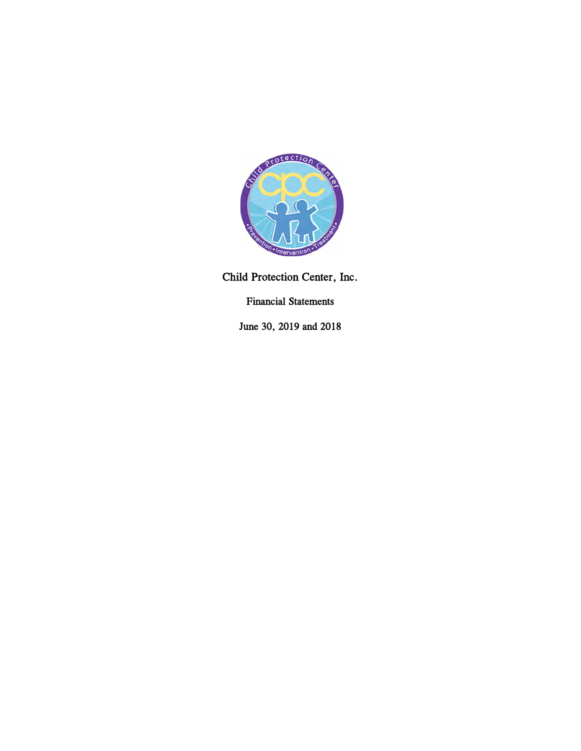# Child Protection Center, Inc.

## Financial Statements

June 30, 2019 and 2018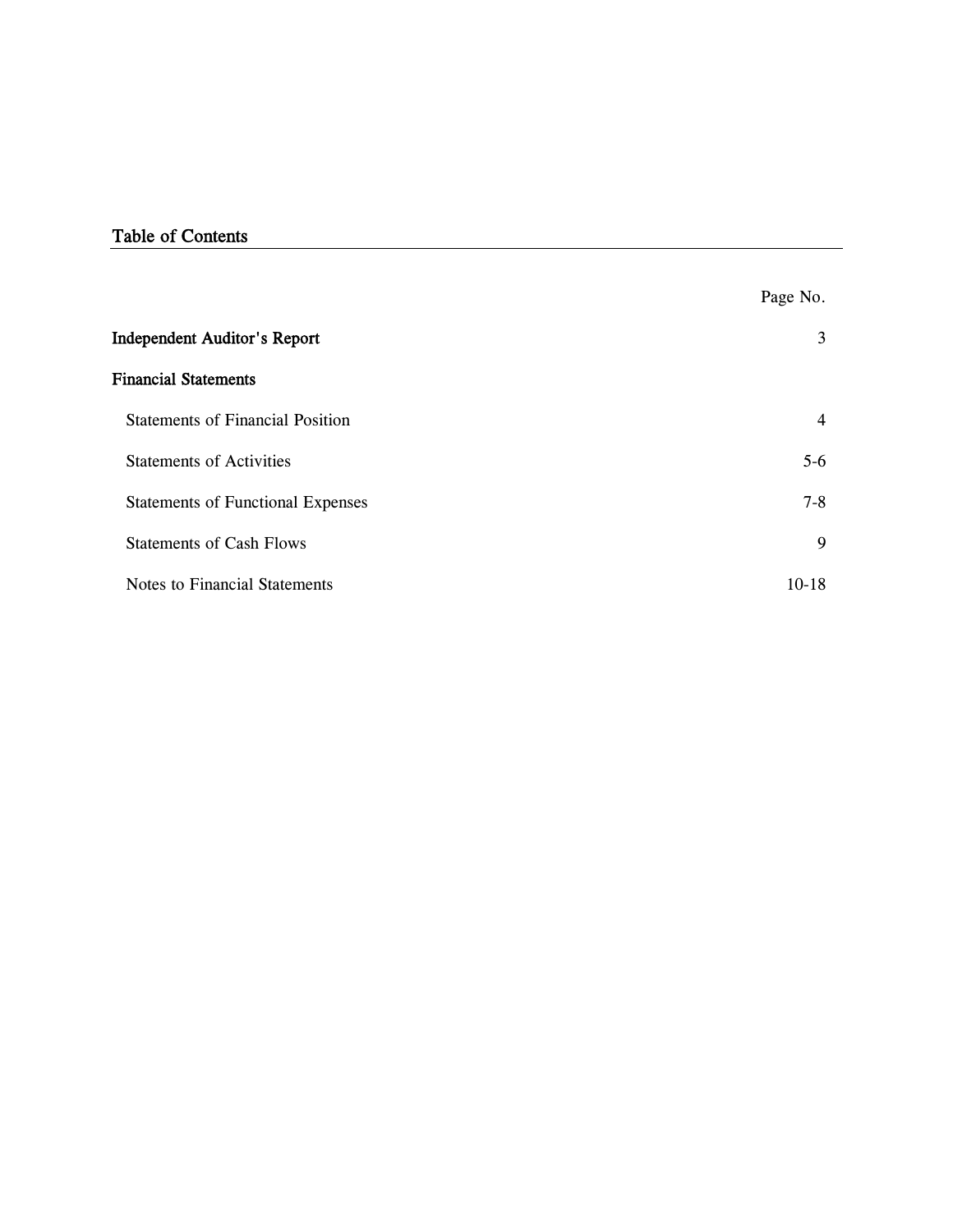## Table of Contents

| | Page No. |
|---|---|
| **Independent Auditor's Report** | 3 |
| **Financial Statements** | |
| Statements of Financial Position | 4 |
| Statements of Activities | 5-6 |
| Statements of Functional Expenses | 7-8 |
| Statements of Cash Flows | 9 |
| Notes to Financial Statements | 10-18 |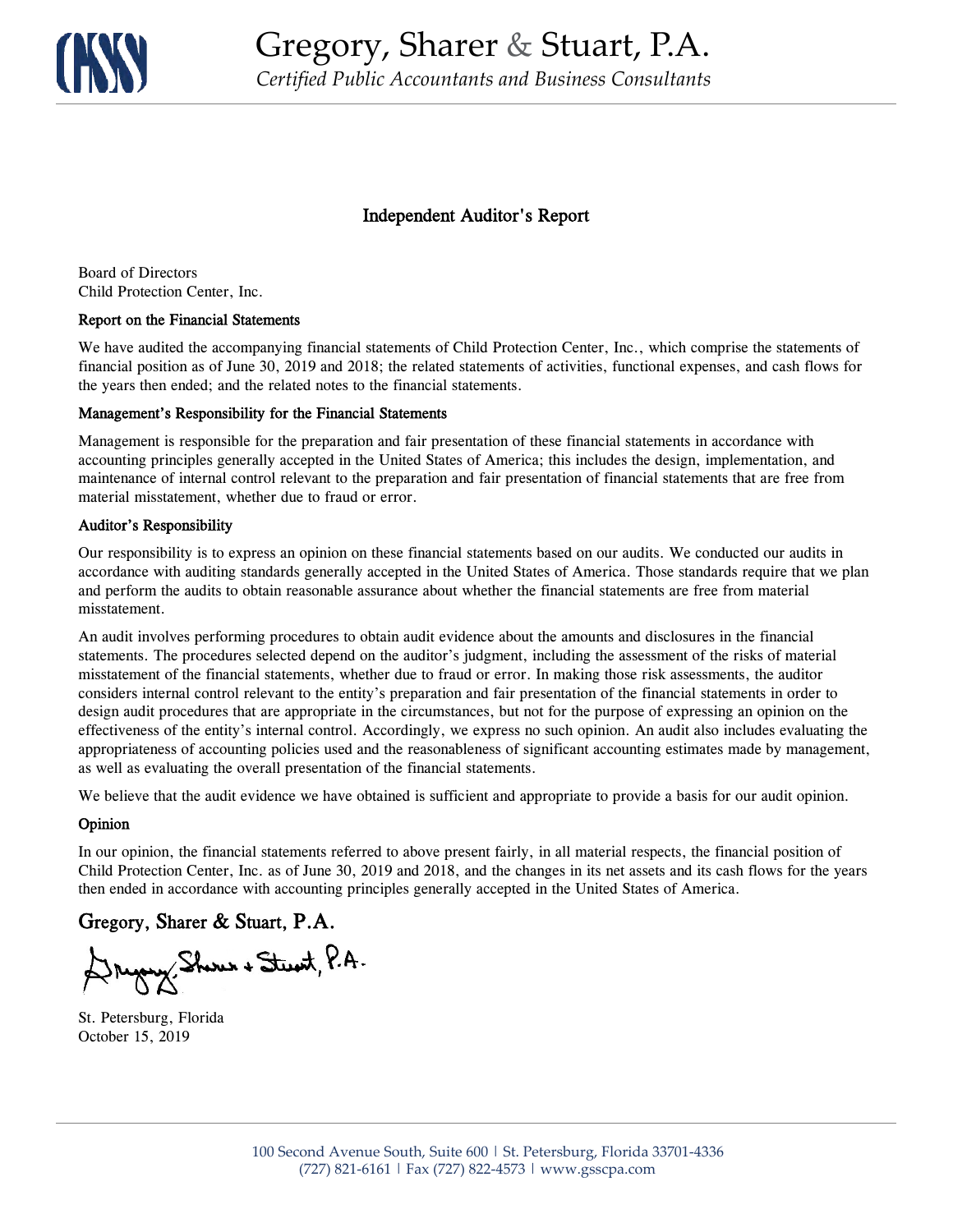# Gregory, Sharer & Stuart, P.A.

*Certified Public Accountants and Business Consultants*

## Independent Auditor's Report

Board of Directors
Child Protection Center, Inc.

### Report on the Financial Statements

We have audited the accompanying financial statements of Child Protection Center, Inc., which comprise the statements of financial position as of June 30, 2019 and 2018; the related statements of activities, functional expenses, and cash flows for the years then ended; and the related notes to the financial statements.

### Management's Responsibility for the Financial Statements

Management is responsible for the preparation and fair presentation of these financial statements in accordance with accounting principles generally accepted in the United States of America; this includes the design, implementation, and maintenance of internal control relevant to the preparation and fair presentation of financial statements that are free from material misstatement, whether due to fraud or error.

### Auditor's Responsibility

Our responsibility is to express an opinion on these financial statements based on our audits. We conducted our audits in accordance with auditing standards generally accepted in the United States of America. Those standards require that we plan and perform the audits to obtain reasonable assurance about whether the financial statements are free from material misstatement.

An audit involves performing procedures to obtain audit evidence about the amounts and disclosures in the financial statements. The procedures selected depend on the auditor's judgment, including the assessment of the risks of material misstatement of the financial statements, whether due to fraud or error. In making those risk assessments, the auditor considers internal control relevant to the entity's preparation and fair presentation of the financial statements in order to design audit procedures that are appropriate in the circumstances, but not for the purpose of expressing an opinion on the effectiveness of the entity's internal control. Accordingly, we express no such opinion. An audit also includes evaluating the appropriateness of accounting policies used and the reasonableness of significant accounting estimates made by management, as well as evaluating the overall presentation of the financial statements.

We believe that the audit evidence we have obtained is sufficient and appropriate to provide a basis for our audit opinion.

### Opinion

In our opinion, the financial statements referred to above present fairly, in all material respects, the financial position of Child Protection Center, Inc. as of June 30, 2019 and 2018, and the changes in its net assets and its cash flows for the years then ended in accordance with accounting principles generally accepted in the United States of America.

**Gregory, Sharer & Stuart, P.A.**

Gregory, Sharer & Stuart, P.A.

St. Petersburg, Florida
October 15, 2019

100 Second Avenue South, Suite 600 | St. Petersburg, Florida 33701-4336
(727) 821-6161 | Fax (727) 822-4573 | www.gsscpa.com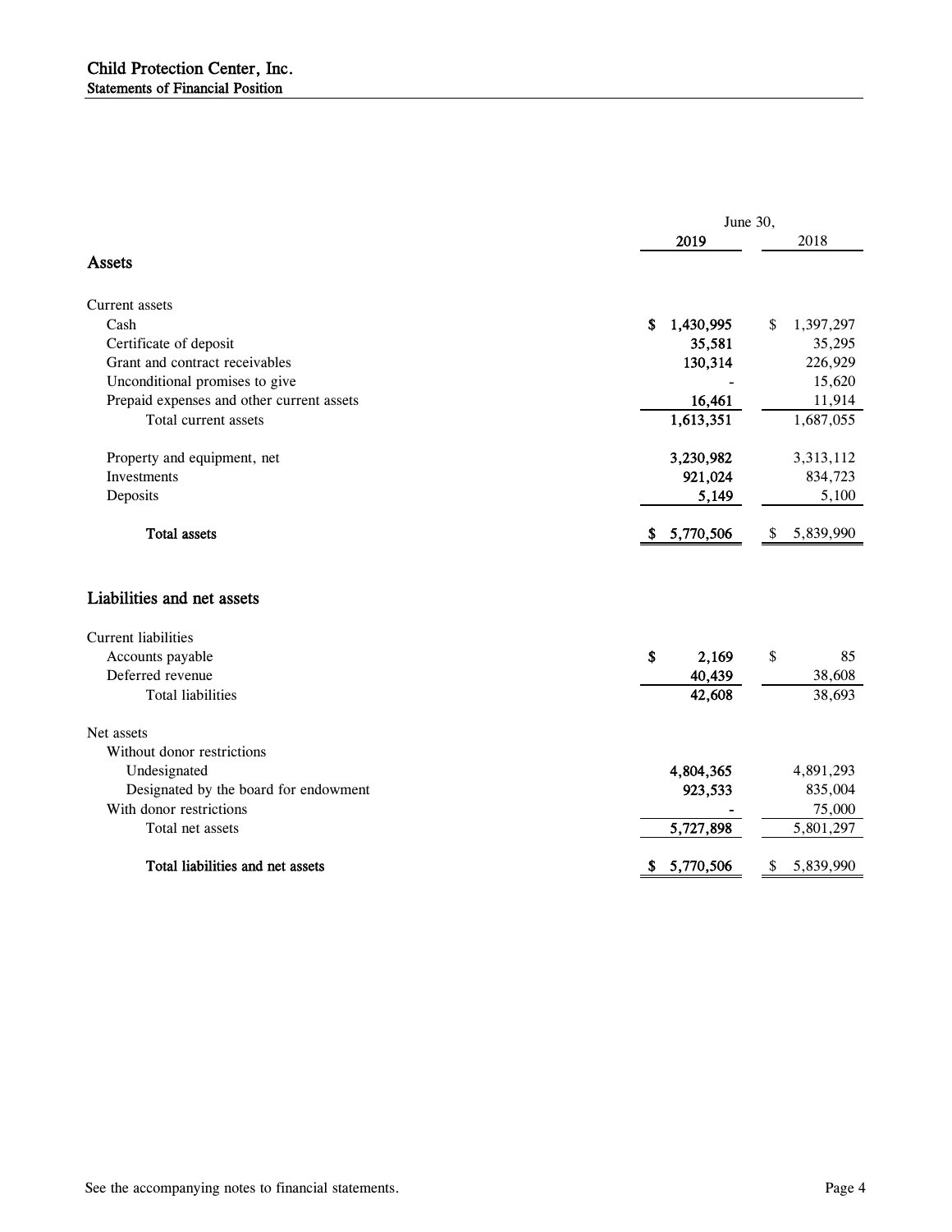# Child Protection Center, Inc.

## Statements of Financial Position

| | June 30, 2019 | June 30, 2018 |
|---|---|---|
| **Assets** | | |
| Current assets | | |
| Cash | $ 1,430,995 | $ 1,397,297 |
| Certificate of deposit | 35,581 | 35,295 |
| Grant and contract receivables | 130,314 | 226,929 |
| Unconditional promises to give | - | 15,620 |
| Prepaid expenses and other current assets | 16,461 | 11,914 |
| Total current assets | 1,613,351 | 1,687,055 |
| Property and equipment, net | 3,230,982 | 3,313,112 |
| Investments | 921,024 | 834,723 |
| Deposits | 5,149 | 5,100 |
| **Total assets** | $ 5,770,506 | $ 5,839,990 |
| **Liabilities and net assets** | | |
| Current liabilities | | |
| Accounts payable | $ 2,169 | $ 85 |
| Deferred revenue | 40,439 | 38,608 |
| Total liabilities | 42,608 | 38,693 |
| Net assets | | |
| Without donor restrictions | | |
| Undesignated | 4,804,365 | 4,891,293 |
| Designated by the board for endowment | 923,533 | 835,004 |
| With donor restrictions | - | 75,000 |
| Total net assets | 5,727,898 | 5,801,297 |
| **Total liabilities and net assets** | $ 5,770,506 | $ 5,839,990 |

See the accompanying notes to financial statements.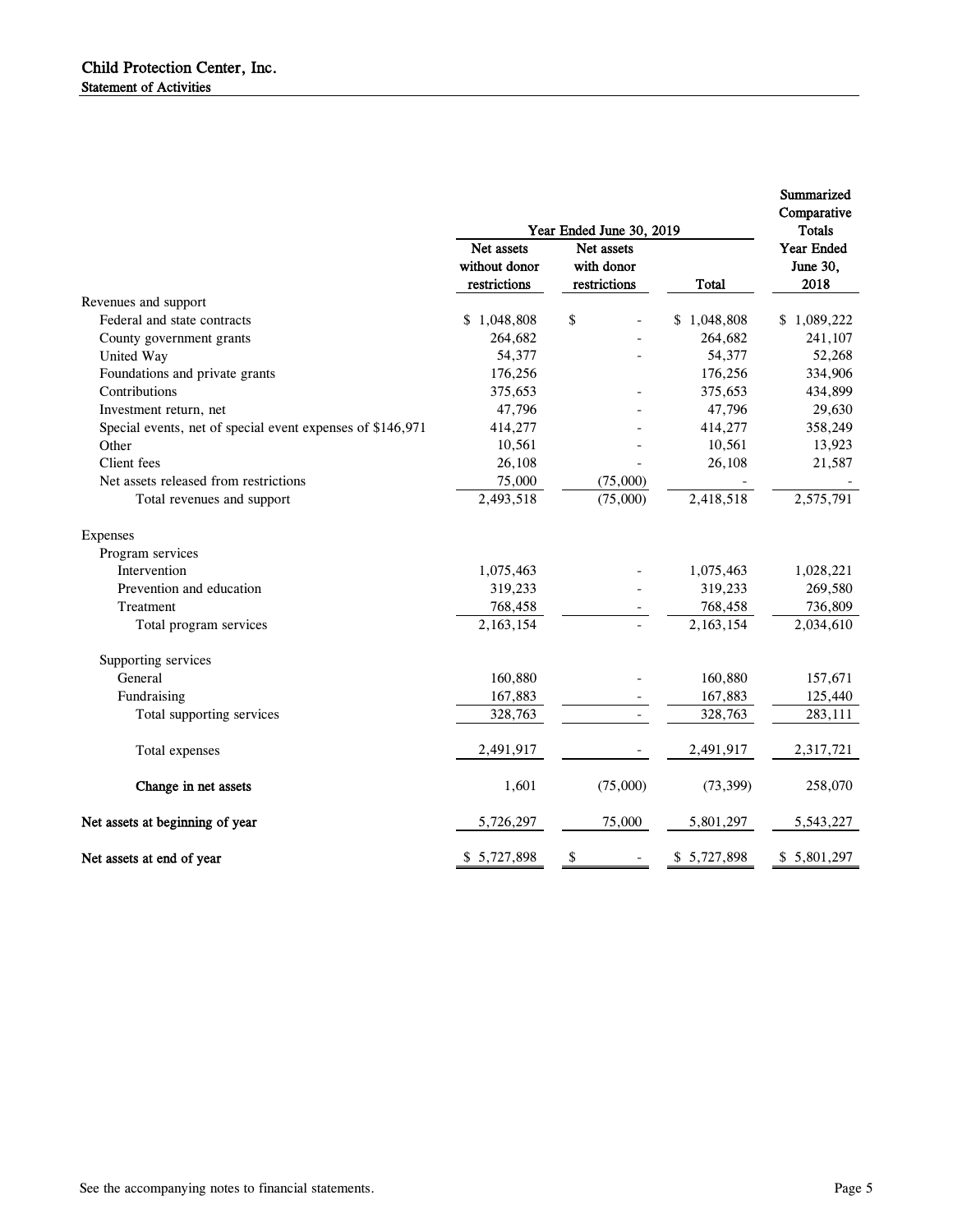# Child Protection Center, Inc.

## Statement of Activities

| | Year Ended June 30, 2019 | | | Summarized Comparative Totals Year Ended June 30, 2018 |
|---|---|---|---|---|
| | Net assets without donor restrictions | Net assets with donor restrictions | Total | |
| **Revenues and support** | | | | |
| Federal and state contracts | $ 1,048,808 | $ - | $ 1,048,808 | $ 1,089,222 |
| County government grants | 264,682 | - | 264,682 | 241,107 |
| United Way | 54,377 | - | 54,377 | 52,268 |
| Foundations and private grants | 176,256 | | 176,256 | 334,906 |
| Contributions | 375,653 | - | 375,653 | 434,899 |
| Investment return, net | 47,796 | - | 47,796 | 29,630 |
| Special events, net of special event expenses of $146,971 | 414,277 | - | 414,277 | 358,249 |
| Other | 10,561 | - | 10,561 | 13,923 |
| Client fees | 26,108 | - | 26,108 | 21,587 |
| Net assets released from restrictions | 75,000 | (75,000) | - | - |
| Total revenues and support | 2,493,518 | (75,000) | 2,418,518 | 2,575,791 |
| **Expenses** | | | | |
| Program services | | | | |
| Intervention | 1,075,463 | - | 1,075,463 | 1,028,221 |
| Prevention and education | 319,233 | - | 319,233 | 269,580 |
| Treatment | 768,458 | - | 768,458 | 736,809 |
| Total program services | 2,163,154 | - | 2,163,154 | 2,034,610 |
| Supporting services | | | | |
| General | 160,880 | - | 160,880 | 157,671 |
| Fundraising | 167,883 | - | 167,883 | 125,440 |
| Total supporting services | 328,763 | - | 328,763 | 283,111 |
| Total expenses | 2,491,917 | - | 2,491,917 | 2,317,721 |
| **Change in net assets** | 1,601 | (75,000) | (73,399) | 258,070 |
| **Net assets at beginning of year** | 5,726,297 | 75,000 | 5,801,297 | 5,543,227 |
| **Net assets at end of year** | $ 5,727,898 | $ - | $ 5,727,898 | $ 5,801,297 |

See the accompanying notes to financial statements.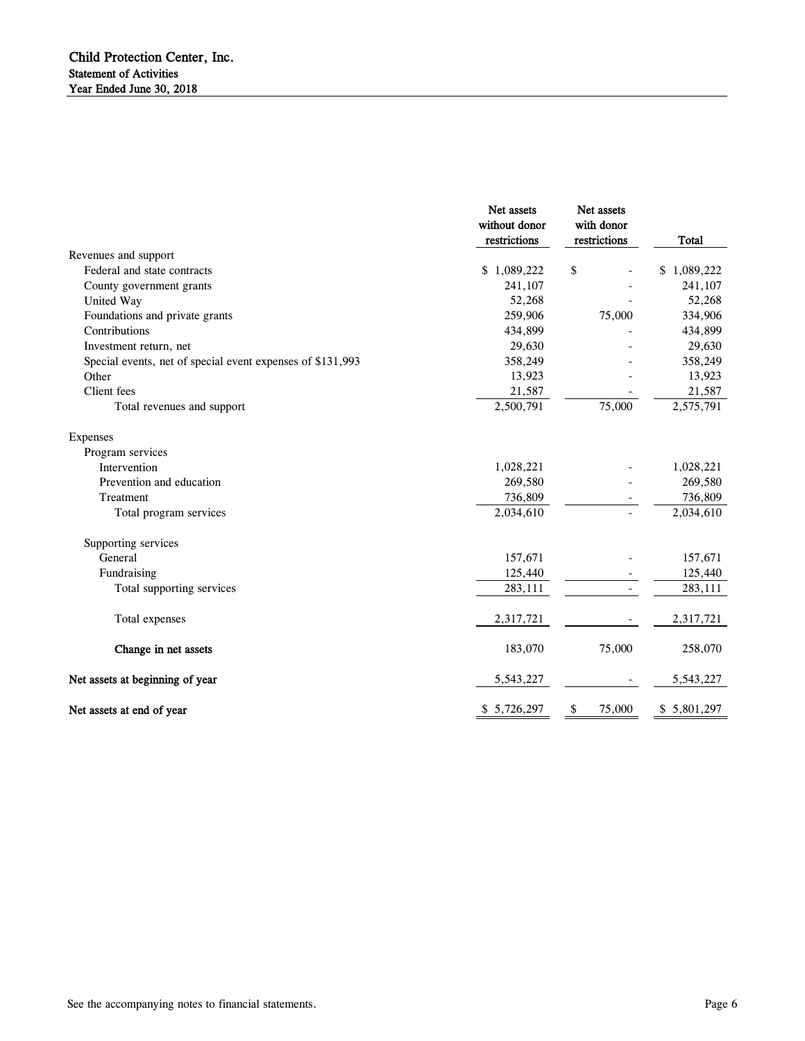# Child Protection Center, Inc.

## Statement of Activities

### Year Ended June 30, 2018

| | Net assets without donor restrictions | Net assets with donor restrictions | Total |
|---|---|---|---|
| Revenues and support | | | |
| Federal and state contracts | $ 1,089,222 | $ - | $ 1,089,222 |
| County government grants | 241,107 | - | 241,107 |
| United Way | 52,268 | - | 52,268 |
| Foundations and private grants | 259,906 | 75,000 | 334,906 |
| Contributions | 434,899 | - | 434,899 |
| Investment return, net | 29,630 | - | 29,630 |
| Special events, net of special event expenses of $131,993 | 358,249 | - | 358,249 |
| Other | 13,923 | - | 13,923 |
| Client fees | 21,587 | - | 21,587 |
| Total revenues and support | 2,500,791 | 75,000 | 2,575,791 |
| Expenses | | | |
| Program services | | | |
| Intervention | 1,028,221 | - | 1,028,221 |
| Prevention and education | 269,580 | - | 269,580 |
| Treatment | 736,809 | - | 736,809 |
| Total program services | 2,034,610 | - | 2,034,610 |
| Supporting services | | | |
| General | 157,671 | - | 157,671 |
| Fundraising | 125,440 | - | 125,440 |
| Total supporting services | 283,111 | - | 283,111 |
| Total expenses | 2,317,721 | - | 2,317,721 |
| **Change in net assets** | 183,070 | 75,000 | 258,070 |
| **Net assets at beginning of year** | 5,543,227 | - | 5,543,227 |
| **Net assets at end of year** | $ 5,726,297 | $ 75,000 | $ 5,801,297 |

See the accompanying notes to financial statements.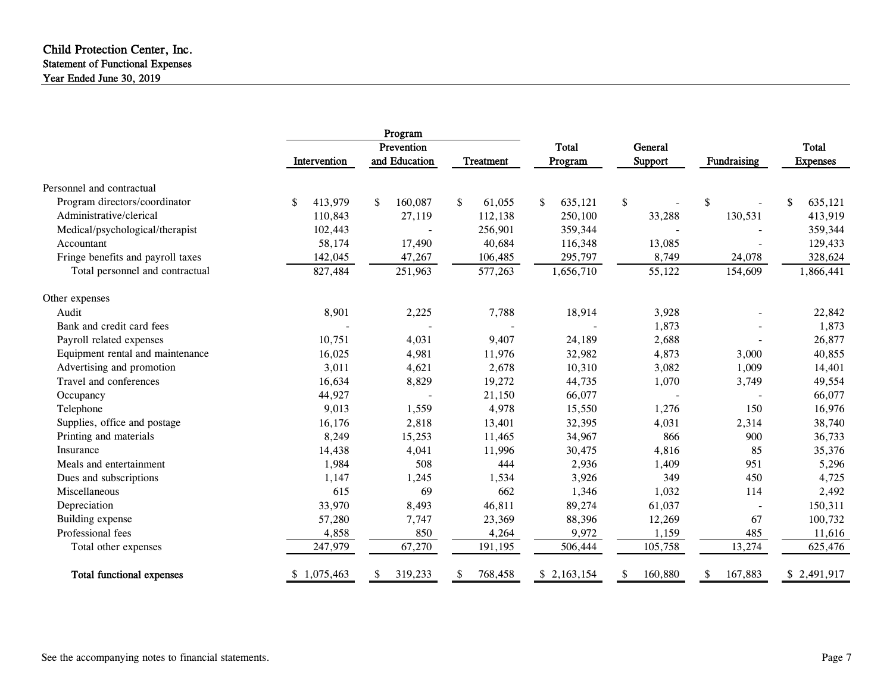**Child Protection Center, Inc.**
**Statement of Functional Expenses**
**Year Ended June 30, 2019**

| | Program | | | | | | |
|---|---|---|---|---|---|---|---|
| | Intervention | Prevention and Education | Treatment | Total Program | General Support | Fundraising | Total Expenses |
| Personnel and contractual | | | | | | | |
| Program directors/coordinator | $ 413,979 | $ 160,087 | $ 61,055 | $ 635,121 | $ - | $ - | $ 635,121 |
| Administrative/clerical | 110,843 | 27,119 | 112,138 | 250,100 | 33,288 | 130,531 | 413,919 |
| Medical/psychological/therapist | 102,443 | - | 256,901 | 359,344 | - | - | 359,344 |
| Accountant | 58,174 | 17,490 | 40,684 | 116,348 | 13,085 | - | 129,433 |
| Fringe benefits and payroll taxes | 142,045 | 47,267 | 106,485 | 295,797 | 8,749 | 24,078 | 328,624 |
| Total personnel and contractual | 827,484 | 251,963 | 577,263 | 1,656,710 | 55,122 | 154,609 | 1,866,441 |
| Other expenses | | | | | | | |
| Audit | 8,901 | 2,225 | 7,788 | 18,914 | 3,928 | - | 22,842 |
| Bank and credit card fees | - | - | - | - | 1,873 | - | 1,873 |
| Payroll related expenses | 10,751 | 4,031 | 9,407 | 24,189 | 2,688 | - | 26,877 |
| Equipment rental and maintenance | 16,025 | 4,981 | 11,976 | 32,982 | 4,873 | 3,000 | 40,855 |
| Advertising and promotion | 3,011 | 4,621 | 2,678 | 10,310 | 3,082 | 1,009 | 14,401 |
| Travel and conferences | 16,634 | 8,829 | 19,272 | 44,735 | 1,070 | 3,749 | 49,554 |
| Occupancy | 44,927 | - | 21,150 | 66,077 | - | - | 66,077 |
| Telephone | 9,013 | 1,559 | 4,978 | 15,550 | 1,276 | 150 | 16,976 |
| Supplies, office and postage | 16,176 | 2,818 | 13,401 | 32,395 | 4,031 | 2,314 | 38,740 |
| Printing and materials | 8,249 | 15,253 | 11,465 | 34,967 | 866 | 900 | 36,733 |
| Insurance | 14,438 | 4,041 | 11,996 | 30,475 | 4,816 | 85 | 35,376 |
| Meals and entertainment | 1,984 | 508 | 444 | 2,936 | 1,409 | 951 | 5,296 |
| Dues and subscriptions | 1,147 | 1,245 | 1,534 | 3,926 | 349 | 450 | 4,725 |
| Miscellaneous | 615 | 69 | 662 | 1,346 | 1,032 | 114 | 2,492 |
| Depreciation | 33,970 | 8,493 | 46,811 | 89,274 | 61,037 | - | 150,311 |
| Building expense | 57,280 | 7,747 | 23,369 | 88,396 | 12,269 | 67 | 100,732 |
| Professional fees | 4,858 | 850 | 4,264 | 9,972 | 1,159 | 485 | 11,616 |
| Total other expenses | 247,979 | 67,270 | 191,195 | 506,444 | 105,758 | 13,274 | 625,476 |
| **Total functional expenses** | $ 1,075,463 | $ 319,233 | $ 768,458 | $ 2,163,154 | $ 160,880 | $ 167,883 | $ 2,491,917 |

See the accompanying notes to financial statements.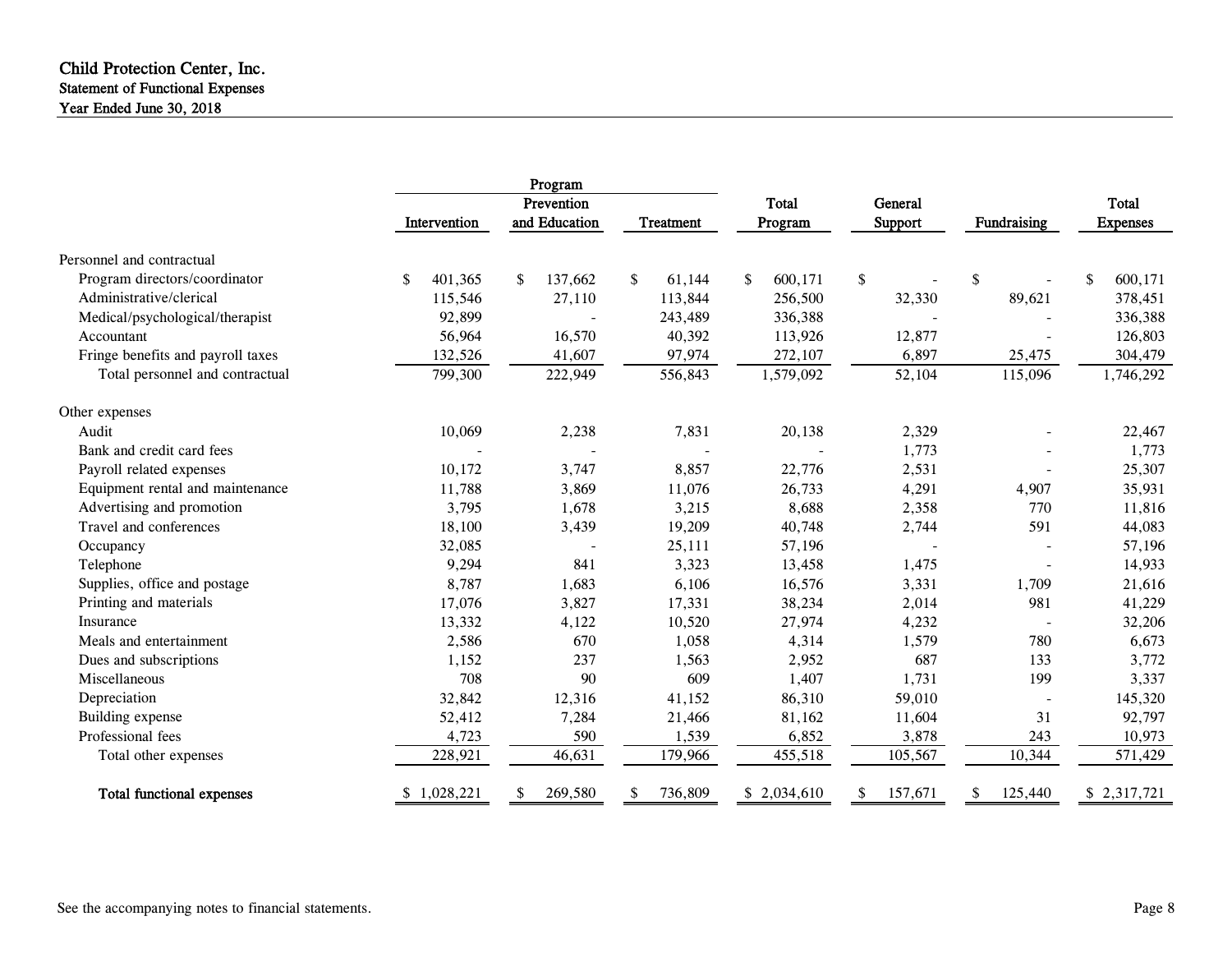**Child Protection Center, Inc.**
**Statement of Functional Expenses**
**Year Ended June 30, 2018**

| | Program | | | | | | |
|---|---|---|---|---|---|---|---|
| | Intervention | Prevention and Education | Treatment | Total Program | General Support | Fundraising | Total Expenses |
| Personnel and contractual | | | | | | | |
| Program directors/coordinator | $ 401,365 | $ 137,662 | $ 61,144 | $ 600,171 | $ - | $ - | $ 600,171 |
| Administrative/clerical | 115,546 | 27,110 | 113,844 | 256,500 | 32,330 | 89,621 | 378,451 |
| Medical/psychological/therapist | 92,899 | - | 243,489 | 336,388 | - | - | 336,388 |
| Accountant | 56,964 | 16,570 | 40,392 | 113,926 | 12,877 | - | 126,803 |
| Fringe benefits and payroll taxes | 132,526 | 41,607 | 97,974 | 272,107 | 6,897 | 25,475 | 304,479 |
| Total personnel and contractual | 799,300 | 222,949 | 556,843 | 1,579,092 | 52,104 | 115,096 | 1,746,292 |
| Other expenses | | | | | | | |
| Audit | 10,069 | 2,238 | 7,831 | 20,138 | 2,329 | - | 22,467 |
| Bank and credit card fees | - | - | - | - | 1,773 | - | 1,773 |
| Payroll related expenses | 10,172 | 3,747 | 8,857 | 22,776 | 2,531 | - | 25,307 |
| Equipment rental and maintenance | 11,788 | 3,869 | 11,076 | 26,733 | 4,291 | 4,907 | 35,931 |
| Advertising and promotion | 3,795 | 1,678 | 3,215 | 8,688 | 2,358 | 770 | 11,816 |
| Travel and conferences | 18,100 | 3,439 | 19,209 | 40,748 | 2,744 | 591 | 44,083 |
| Occupancy | 32,085 | - | 25,111 | 57,196 | - | - | 57,196 |
| Telephone | 9,294 | 841 | 3,323 | 13,458 | 1,475 | - | 14,933 |
| Supplies, office and postage | 8,787 | 1,683 | 6,106 | 16,576 | 3,331 | 1,709 | 21,616 |
| Printing and materials | 17,076 | 3,827 | 17,331 | 38,234 | 2,014 | 981 | 41,229 |
| Insurance | 13,332 | 4,122 | 10,520 | 27,974 | 4,232 | - | 32,206 |
| Meals and entertainment | 2,586 | 670 | 1,058 | 4,314 | 1,579 | 780 | 6,673 |
| Dues and subscriptions | 1,152 | 237 | 1,563 | 2,952 | 687 | 133 | 3,772 |
| Miscellaneous | 708 | 90 | 609 | 1,407 | 1,731 | 199 | 3,337 |
| Depreciation | 32,842 | 12,316 | 41,152 | 86,310 | 59,010 | - | 145,320 |
| Building expense | 52,412 | 7,284 | 21,466 | 81,162 | 11,604 | 31 | 92,797 |
| Professional fees | 4,723 | 590 | 1,539 | 6,852 | 3,878 | 243 | 10,973 |
| Total other expenses | 228,921 | 46,631 | 179,966 | 455,518 | 105,567 | 10,344 | 571,429 |
| **Total functional expenses** | $ 1,028,221 | $ 269,580 | $ 736,809 | $ 2,034,610 | $ 157,671 | $ 125,440 | $ 2,317,721 |

See the accompanying notes to financial statements.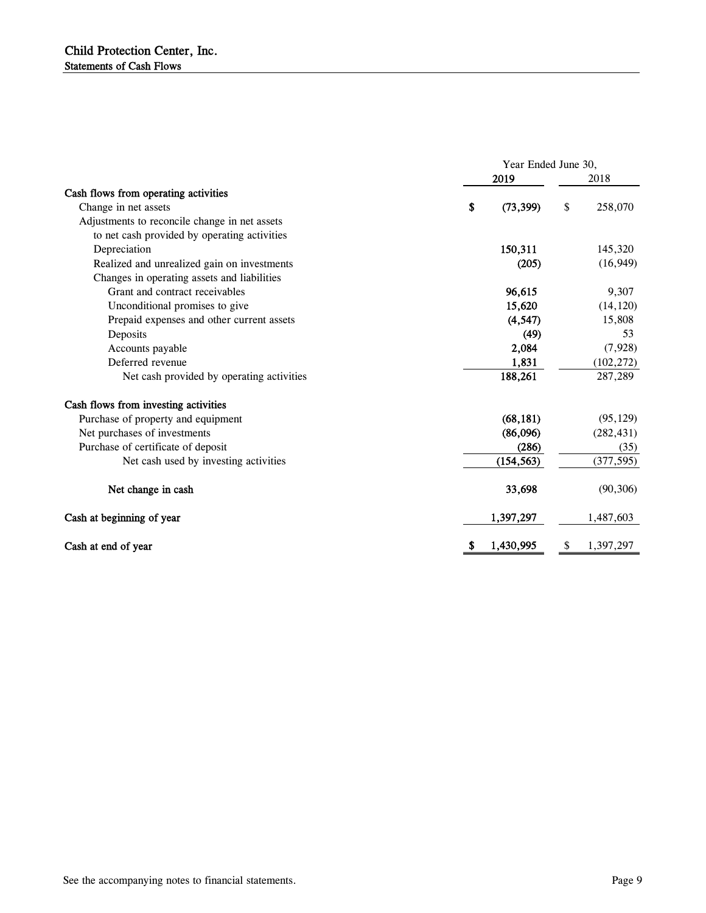# Child Protection Center, Inc.

## Statements of Cash Flows

| | Year Ended June 30, 2019 | 2018 |
|---|---|---|
| **Cash flows from operating activities** | | |
| Change in net assets | $ (73,399) | $ 258,070 |
| Adjustments to reconcile change in net assets to net cash provided by operating activities | | |
| Depreciation | 150,311 | 145,320 |
| Realized and unrealized gain on investments | (205) | (16,949) |
| Changes in operating assets and liabilities | | |
| Grant and contract receivables | 96,615 | 9,307 |
| Unconditional promises to give | 15,620 | (14,120) |
| Prepaid expenses and other current assets | (4,547) | 15,808 |
| Deposits | (49) | 53 |
| Accounts payable | 2,084 | (7,928) |
| Deferred revenue | 1,831 | (102,272) |
| Net cash provided by operating activities | 188,261 | 287,289 |
| **Cash flows from investing activities** | | |
| Purchase of property and equipment | (68,181) | (95,129) |
| Net purchases of investments | (86,096) | (282,431) |
| Purchase of certificate of deposit | (286) | (35) |
| Net cash used by investing activities | (154,563) | (377,595) |
| **Net change in cash** | 33,698 | (90,306) |
| **Cash at beginning of year** | 1,397,297 | 1,487,603 |
| **Cash at end of year** | $ 1,430,995 | $ 1,397,297 |

See the accompanying notes to financial statements.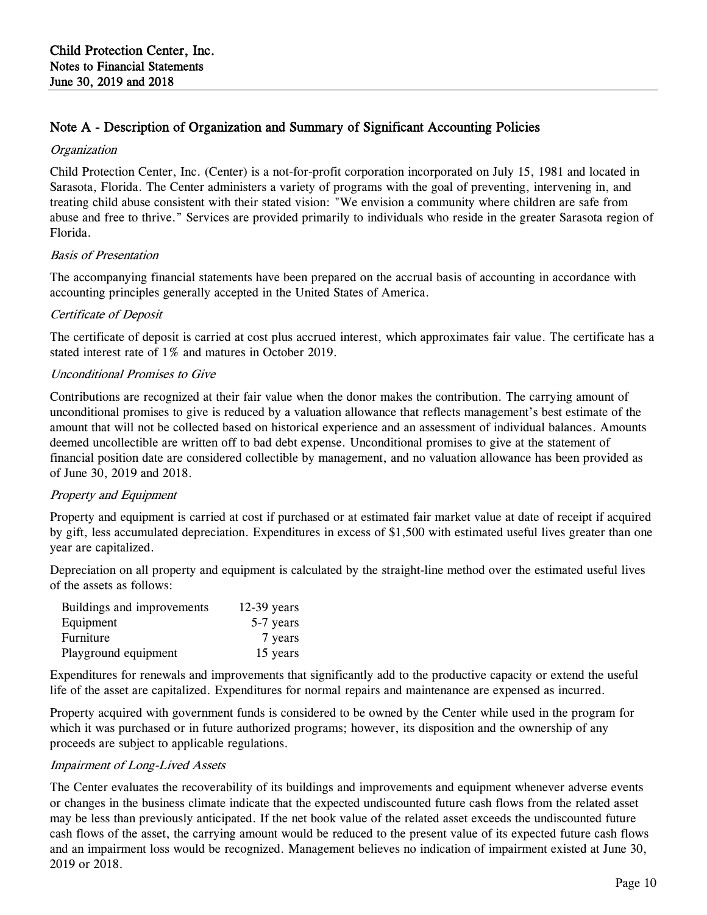# Child Protection Center, Inc.
## Notes to Financial Statements
## June 30, 2019 and 2018

### Note A - Description of Organization and Summary of Significant Accounting Policies

*Organization*

Child Protection Center, Inc. (Center) is a not-for-profit corporation incorporated on July 15, 1981 and located in Sarasota, Florida. The Center administers a variety of programs with the goal of preventing, intervening in, and treating child abuse consistent with their stated vision: "We envision a community where children are safe from abuse and free to thrive." Services are provided primarily to individuals who reside in the greater Sarasota region of Florida.

*Basis of Presentation*

The accompanying financial statements have been prepared on the accrual basis of accounting in accordance with accounting principles generally accepted in the United States of America.

*Certificate of Deposit*

The certificate of deposit is carried at cost plus accrued interest, which approximates fair value. The certificate has a stated interest rate of 1% and matures in October 2019.

*Unconditional Promises to Give*

Contributions are recognized at their fair value when the donor makes the contribution. The carrying amount of unconditional promises to give is reduced by a valuation allowance that reflects management's best estimate of the amount that will not be collected based on historical experience and an assessment of individual balances. Amounts deemed uncollectible are written off to bad debt expense. Unconditional promises to give at the statement of financial position date are considered collectible by management, and no valuation allowance has been provided as of June 30, 2019 and 2018.

*Property and Equipment*

Property and equipment is carried at cost if purchased or at estimated fair market value at date of receipt if acquired by gift, less accumulated depreciation. Expenditures in excess of $1,500 with estimated useful lives greater than one year are capitalized.

Depreciation on all property and equipment is calculated by the straight-line method over the estimated useful lives of the assets as follows:

| | |
|---|---|
| Buildings and improvements | 12-39 years |
| Equipment | 5-7 years |
| Furniture | 7 years |
| Playground equipment | 15 years |

Expenditures for renewals and improvements that significantly add to the productive capacity or extend the useful life of the asset are capitalized. Expenditures for normal repairs and maintenance are expensed as incurred.

Property acquired with government funds is considered to be owned by the Center while used in the program for which it was purchased or in future authorized programs; however, its disposition and the ownership of any proceeds are subject to applicable regulations.

*Impairment of Long-Lived Assets*

The Center evaluates the recoverability of its buildings and improvements and equipment whenever adverse events or changes in the business climate indicate that the expected undiscounted future cash flows from the related asset may be less than previously anticipated. If the net book value of the related asset exceeds the undiscounted future cash flows of the asset, the carrying amount would be reduced to the present value of its expected future cash flows and an impairment loss would be recognized. Management believes no indication of impairment existed at June 30, 2019 or 2018.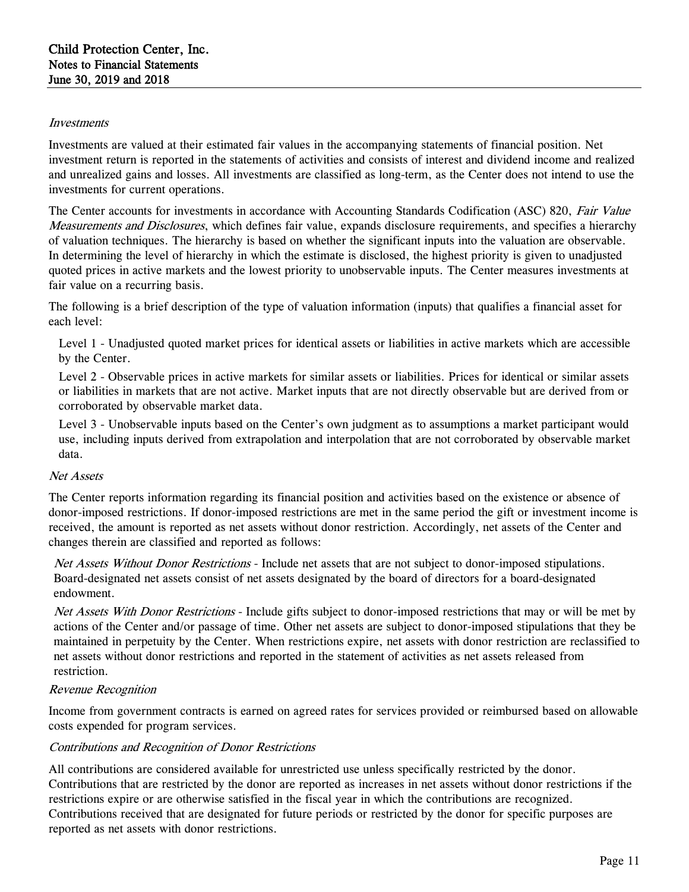*Investments*

Investments are valued at their estimated fair values in the accompanying statements of financial position. Net investment return is reported in the statements of activities and consists of interest and dividend income and realized and unrealized gains and losses. All investments are classified as long-term, as the Center does not intend to use the investments for current operations.

The Center accounts for investments in accordance with Accounting Standards Codification (ASC) 820, *Fair Value Measurements and Disclosures*, which defines fair value, expands disclosure requirements, and specifies a hierarchy of valuation techniques. The hierarchy is based on whether the significant inputs into the valuation are observable. In determining the level of hierarchy in which the estimate is disclosed, the highest priority is given to unadjusted quoted prices in active markets and the lowest priority to unobservable inputs. The Center measures investments at fair value on a recurring basis.

The following is a brief description of the type of valuation information (inputs) that qualifies a financial asset for each level:

Level 1 - Unadjusted quoted market prices for identical assets or liabilities in active markets which are accessible by the Center.

Level 2 - Observable prices in active markets for similar assets or liabilities. Prices for identical or similar assets or liabilities in markets that are not active. Market inputs that are not directly observable but are derived from or corroborated by observable market data.

Level 3 - Unobservable inputs based on the Center's own judgment as to assumptions a market participant would use, including inputs derived from extrapolation and interpolation that are not corroborated by observable market data.

*Net Assets*

The Center reports information regarding its financial position and activities based on the existence or absence of donor-imposed restrictions. If donor-imposed restrictions are met in the same period the gift or investment income is received, the amount is reported as net assets without donor restriction. Accordingly, net assets of the Center and changes therein are classified and reported as follows:

*Net Assets Without Donor Restrictions* - Include net assets that are not subject to donor-imposed stipulations. Board-designated net assets consist of net assets designated by the board of directors for a board-designated endowment.

*Net Assets With Donor Restrictions* - Include gifts subject to donor-imposed restrictions that may or will be met by actions of the Center and/or passage of time. Other net assets are subject to donor-imposed stipulations that they be maintained in perpetuity by the Center. When restrictions expire, net assets with donor restriction are reclassified to net assets without donor restrictions and reported in the statement of activities as net assets released from restriction.

*Revenue Recognition*

Income from government contracts is earned on agreed rates for services provided or reimbursed based on allowable costs expended for program services.

*Contributions and Recognition of Donor Restrictions*

All contributions are considered available for unrestricted use unless specifically restricted by the donor. Contributions that are restricted by the donor are reported as increases in net assets without donor restrictions if the restrictions expire or are otherwise satisfied in the fiscal year in which the contributions are recognized. Contributions received that are designated for future periods or restricted by the donor for specific purposes are reported as net assets with donor restrictions.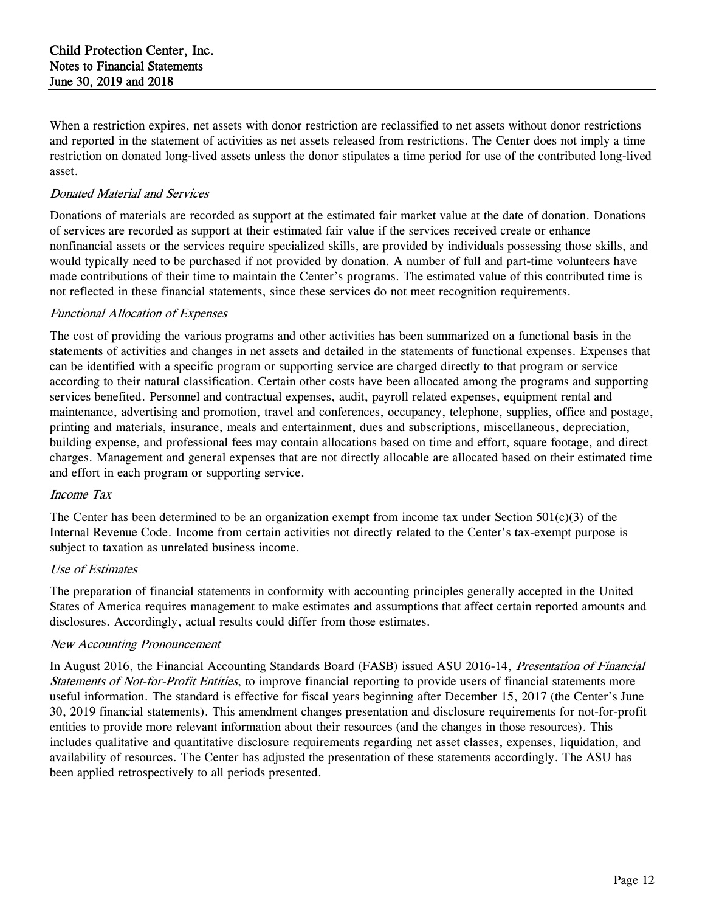When a restriction expires, net assets with donor restriction are reclassified to net assets without donor restrictions and reported in the statement of activities as net assets released from restrictions. The Center does not imply a time restriction on donated long-lived assets unless the donor stipulates a time period for use of the contributed long-lived asset.

*Donated Material and Services*

Donations of materials are recorded as support at the estimated fair market value at the date of donation. Donations of services are recorded as support at their estimated fair value if the services received create or enhance nonfinancial assets or the services require specialized skills, are provided by individuals possessing those skills, and would typically need to be purchased if not provided by donation. A number of full and part-time volunteers have made contributions of their time to maintain the Center's programs. The estimated value of this contributed time is not reflected in these financial statements, since these services do not meet recognition requirements.

*Functional Allocation of Expenses*

The cost of providing the various programs and other activities has been summarized on a functional basis in the statements of activities and changes in net assets and detailed in the statements of functional expenses. Expenses that can be identified with a specific program or supporting service are charged directly to that program or service according to their natural classification. Certain other costs have been allocated among the programs and supporting services benefited. Personnel and contractual expenses, audit, payroll related expenses, equipment rental and maintenance, advertising and promotion, travel and conferences, occupancy, telephone, supplies, office and postage, printing and materials, insurance, meals and entertainment, dues and subscriptions, miscellaneous, depreciation, building expense, and professional fees may contain allocations based on time and effort, square footage, and direct charges. Management and general expenses that are not directly allocable are allocated based on their estimated time and effort in each program or supporting service.

*Income Tax*

The Center has been determined to be an organization exempt from income tax under Section 501(c)(3) of the Internal Revenue Code. Income from certain activities not directly related to the Center's tax-exempt purpose is subject to taxation as unrelated business income.

*Use of Estimates*

The preparation of financial statements in conformity with accounting principles generally accepted in the United States of America requires management to make estimates and assumptions that affect certain reported amounts and disclosures. Accordingly, actual results could differ from those estimates.

*New Accounting Pronouncement*

In August 2016, the Financial Accounting Standards Board (FASB) issued ASU 2016-14, *Presentation of Financial Statements of Not-for-Profit Entities*, to improve financial reporting to provide users of financial statements more useful information. The standard is effective for fiscal years beginning after December 15, 2017 (the Center's June 30, 2019 financial statements). This amendment changes presentation and disclosure requirements for not-for-profit entities to provide more relevant information about their resources (and the changes in those resources). This includes qualitative and quantitative disclosure requirements regarding net asset classes, expenses, liquidation, and availability of resources. The Center has adjusted the presentation of these statements accordingly. The ASU has been applied retrospectively to all periods presented.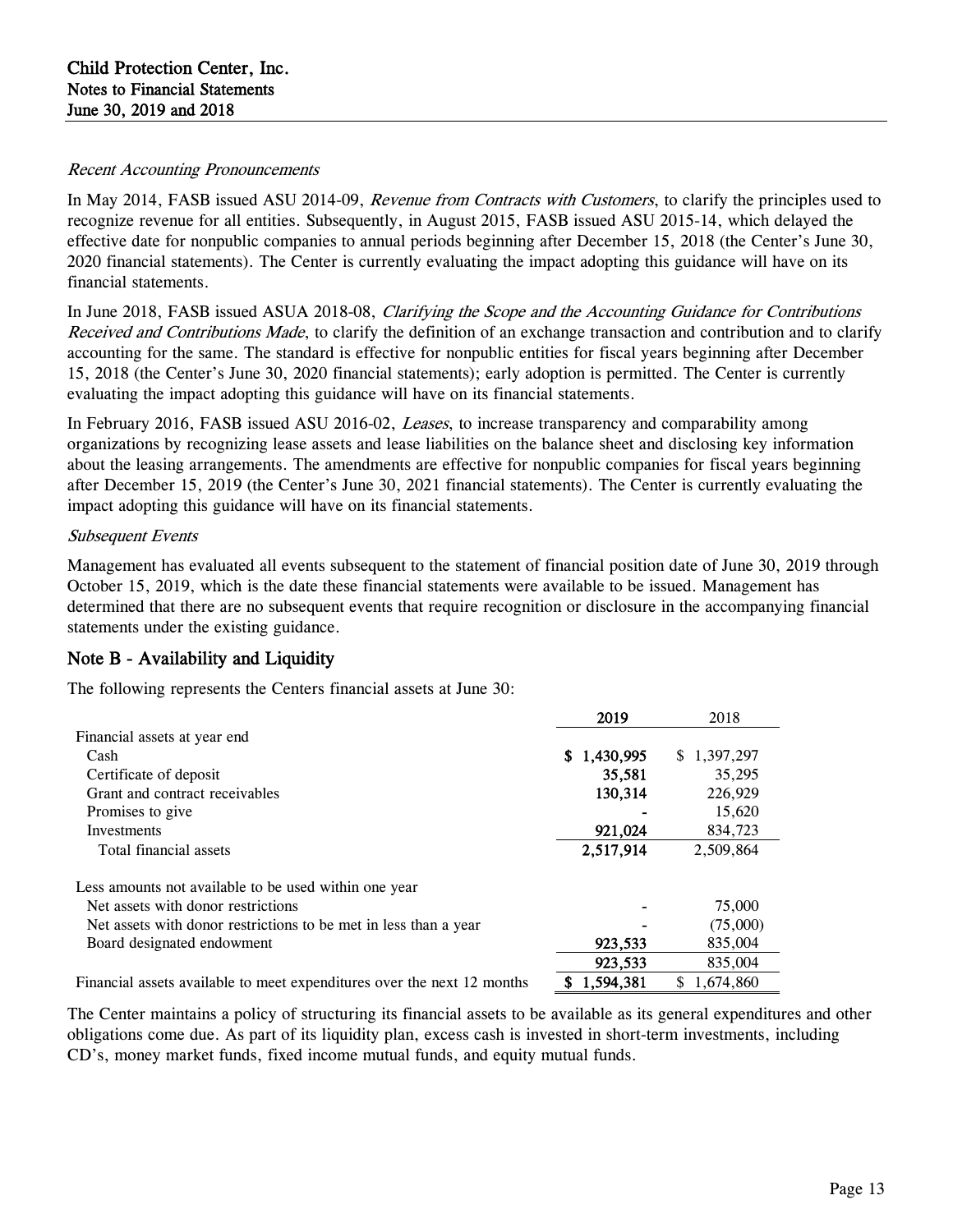*Recent Accounting Pronouncements*

In May 2014, FASB issued ASU 2014-09, *Revenue from Contracts with Customers*, to clarify the principles used to recognize revenue for all entities. Subsequently, in August 2015, FASB issued ASU 2015-14, which delayed the effective date for nonpublic companies to annual periods beginning after December 15, 2018 (the Center's June 30, 2020 financial statements). The Center is currently evaluating the impact adopting this guidance will have on its financial statements.

In June 2018, FASB issued ASUA 2018-08, *Clarifying the Scope and the Accounting Guidance for Contributions Received and Contributions Made*, to clarify the definition of an exchange transaction and contribution and to clarify accounting for the same. The standard is effective for nonpublic entities for fiscal years beginning after December 15, 2018 (the Center's June 30, 2020 financial statements); early adoption is permitted. The Center is currently evaluating the impact adopting this guidance will have on its financial statements.

In February 2016, FASB issued ASU 2016-02, *Leases*, to increase transparency and comparability among organizations by recognizing lease assets and lease liabilities on the balance sheet and disclosing key information about the leasing arrangements. The amendments are effective for nonpublic companies for fiscal years beginning after December 15, 2019 (the Center's June 30, 2021 financial statements). The Center is currently evaluating the impact adopting this guidance will have on its financial statements.

*Subsequent Events*

Management has evaluated all events subsequent to the statement of financial position date of June 30, 2019 through October 15, 2019, which is the date these financial statements were available to be issued. Management has determined that there are no subsequent events that require recognition or disclosure in the accompanying financial statements under the existing guidance.

## Note B - Availability and Liquidity

The following represents the Centers financial assets at June 30:

| | **2019** | 2018 |
|---|---|---|
| Financial assets at year end | | |
| Cash | **$ 1,430,995** | $ 1,397,297 |
| Certificate of deposit | **35,581** | 35,295 |
| Grant and contract receivables | **130,314** | 226,929 |
| Promises to give | **-** | 15,620 |
| Investments | **921,024** | 834,723 |
| Total financial assets | **2,517,914** | 2,509,864 |
| | | |
| Less amounts not available to be used within one year | | |
| Net assets with donor restrictions | **-** | 75,000 |
| Net assets with donor restrictions to be met in less than a year | **-** | (75,000) |
| Board designated endowment | **923,533** | 835,004 |
| | **923,533** | 835,004 |
| Financial assets available to meet expenditures over the next 12 months | **$ 1,594,381** | $ 1,674,860 |

The Center maintains a policy of structuring its financial assets to be available as its general expenditures and other obligations come due. As part of its liquidity plan, excess cash is invested in short-term investments, including CD's, money market funds, fixed income mutual funds, and equity mutual funds.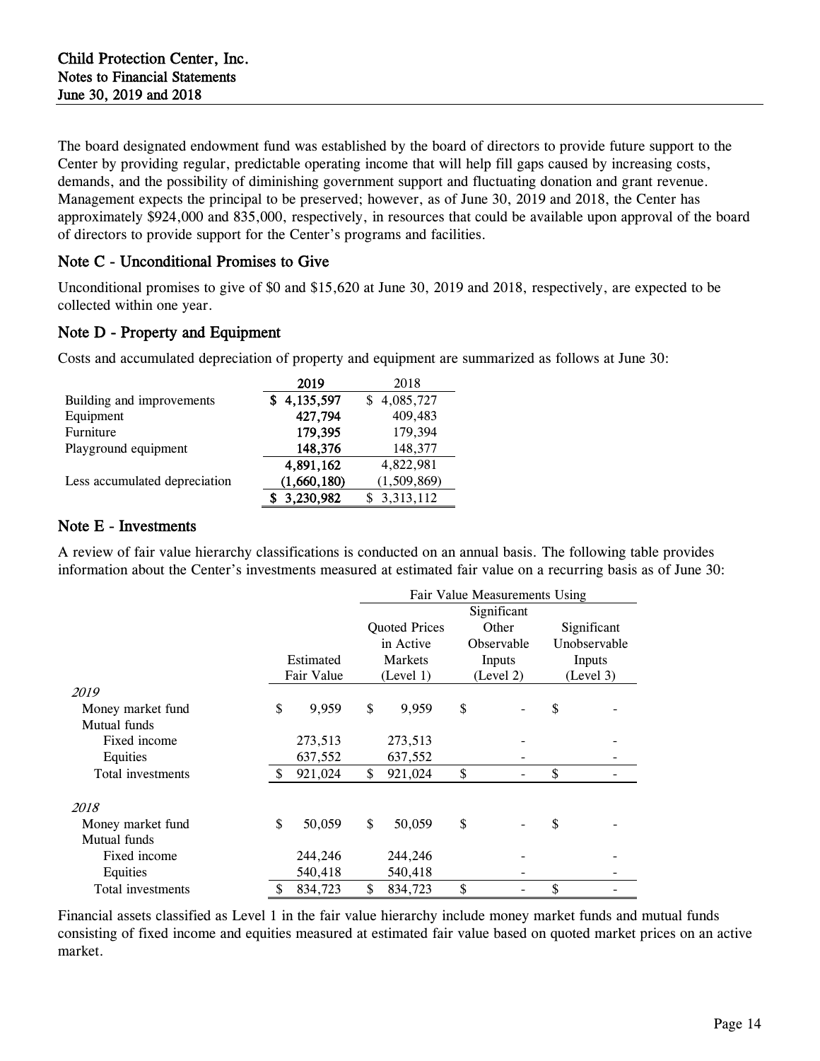The board designated endowment fund was established by the board of directors to provide future support to the Center by providing regular, predictable operating income that will help fill gaps caused by increasing costs, demands, and the possibility of diminishing government support and fluctuating donation and grant revenue. Management expects the principal to be preserved; however, as of June 30, 2019 and 2018, the Center has approximately $924,000 and 835,000, respectively, in resources that could be available upon approval of the board of directors to provide support for the Center's programs and facilities.

## Note C - Unconditional Promises to Give

Unconditional promises to give of $0 and $15,620 at June 30, 2019 and 2018, respectively, are expected to be collected within one year.

## Note D - Property and Equipment

Costs and accumulated depreciation of property and equipment are summarized as follows at June 30:

| | 2019 | 2018 |
|---|---|---|
| Building and improvements | $ 4,135,597 | $ 4,085,727 |
| Equipment | 427,794 | 409,483 |
| Furniture | 179,395 | 179,394 |
| Playground equipment | 148,376 | 148,377 |
| | 4,891,162 | 4,822,981 |
| Less accumulated depreciation | (1,660,180) | (1,509,869) |
| | $ 3,230,982 | $ 3,313,112 |

## Note E - Investments

A review of fair value hierarchy classifications is conducted on an annual basis. The following table provides information about the Center's investments measured at estimated fair value on a recurring basis as of June 30:

| | | Fair Value Measurements Using | | |
|---|---|---|---|---|
| | Estimated Fair Value | Quoted Prices in Active Markets (Level 1) | Significant Other Observable Inputs (Level 2) | Significant Unobservable Inputs (Level 3) |
| *2019* | | | | |
| Money market fund | $ 9,959 | $ 9,959 | $ - | $ - |
| Mutual funds | | | | |
| Fixed income | 273,513 | 273,513 | - | - |
| Equities | 637,552 | 637,552 | - | - |
| Total investments | $ 921,024 | $ 921,024 | $ - | $ - |
| *2018* | | | | |
| Money market fund | $ 50,059 | $ 50,059 | $ - | $ - |
| Mutual funds | | | | |
| Fixed income | 244,246 | 244,246 | - | - |
| Equities | 540,418 | 540,418 | - | - |
| Total investments | $ 834,723 | $ 834,723 | $ - | $ - |

Financial assets classified as Level 1 in the fair value hierarchy include money market funds and mutual funds consisting of fixed income and equities measured at estimated fair value based on quoted market prices on an active market.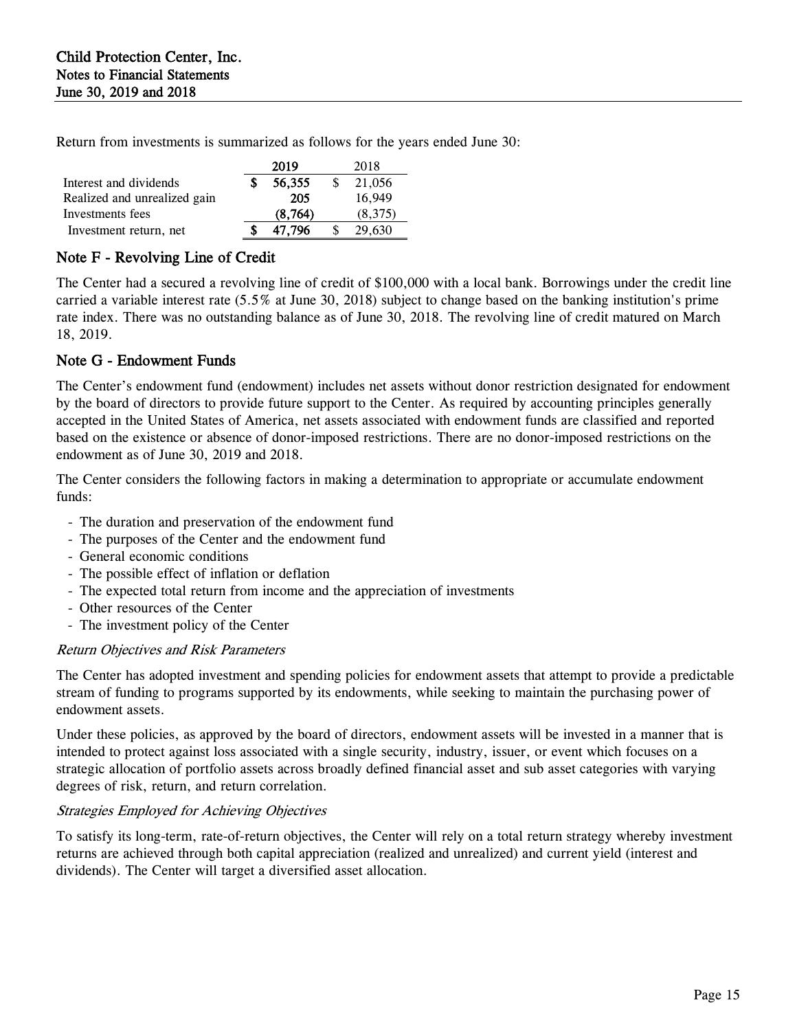Return from investments is summarized as follows for the years ended June 30:

| | 2019 | 2018 |
|---|---|---|
| Interest and dividends | $ 56,355 | $ 21,056 |
| Realized and unrealized gain | 205 | 16,949 |
| Investments fees | (8,764) | (8,375) |
| Investment return, net | $ 47,796 | $ 29,630 |

## Note F - Revolving Line of Credit

The Center had a secured a revolving line of credit of $100,000 with a local bank. Borrowings under the credit line carried a variable interest rate (5.5% at June 30, 2018) subject to change based on the banking institution's prime rate index. There was no outstanding balance as of June 30, 2018. The revolving line of credit matured on March 18, 2019.

## Note G - Endowment Funds

The Center's endowment fund (endowment) includes net assets without donor restriction designated for endowment by the board of directors to provide future support to the Center. As required by accounting principles generally accepted in the United States of America, net assets associated with endowment funds are classified and reported based on the existence or absence of donor-imposed restrictions. There are no donor-imposed restrictions on the endowment as of June 30, 2019 and 2018.

The Center considers the following factors in making a determination to appropriate or accumulate endowment funds:

- The duration and preservation of the endowment fund
- The purposes of the Center and the endowment fund
- General economic conditions
- The possible effect of inflation or deflation
- The expected total return from income and the appreciation of investments
- Other resources of the Center
- The investment policy of the Center

*Return Objectives and Risk Parameters*

The Center has adopted investment and spending policies for endowment assets that attempt to provide a predictable stream of funding to programs supported by its endowments, while seeking to maintain the purchasing power of endowment assets.

Under these policies, as approved by the board of directors, endowment assets will be invested in a manner that is intended to protect against loss associated with a single security, industry, issuer, or event which focuses on a strategic allocation of portfolio assets across broadly defined financial asset and sub asset categories with varying degrees of risk, return, and return correlation.

*Strategies Employed for Achieving Objectives*

To satisfy its long-term, rate-of-return objectives, the Center will rely on a total return strategy whereby investment returns are achieved through both capital appreciation (realized and unrealized) and current yield (interest and dividends). The Center will target a diversified asset allocation.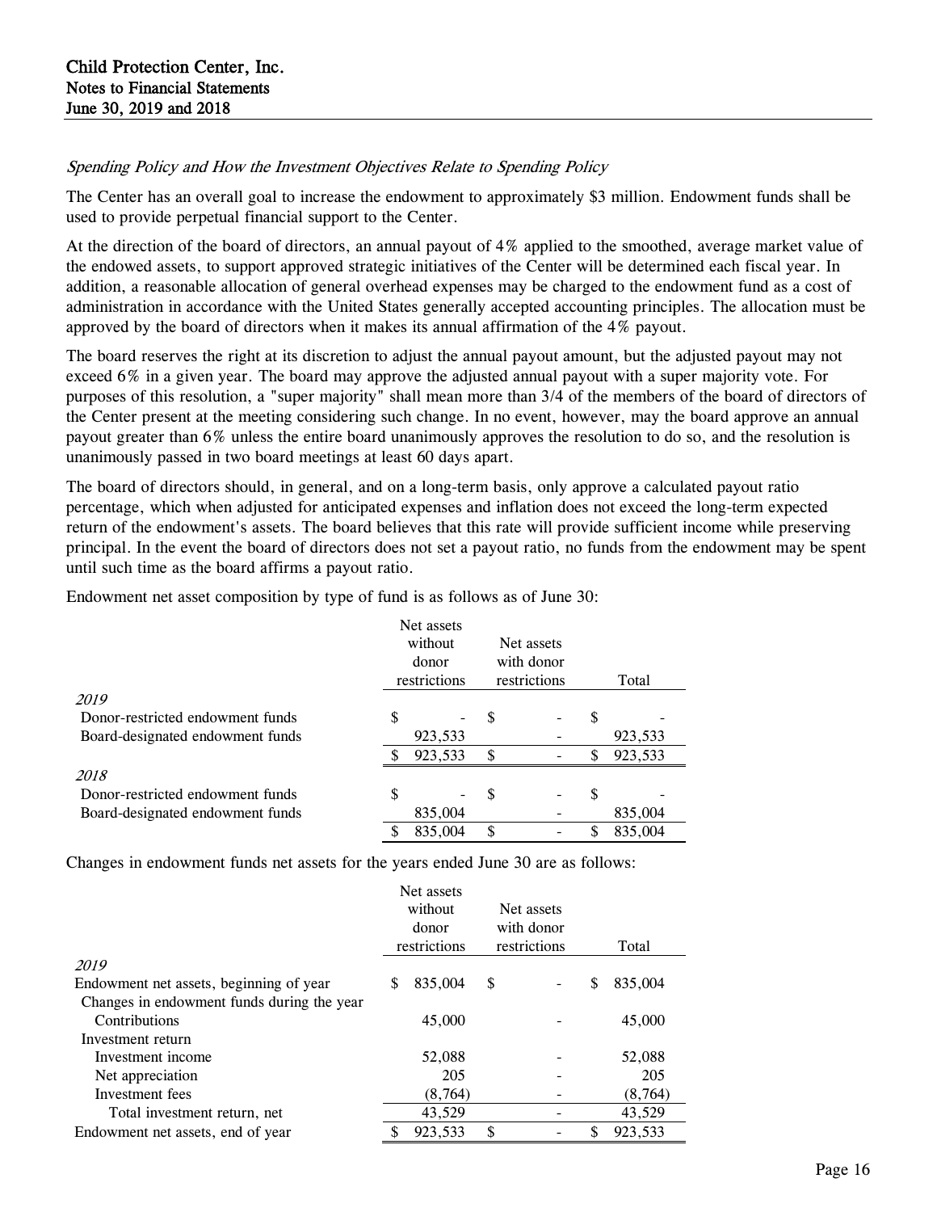*Spending Policy and How the Investment Objectives Relate to Spending Policy*

The Center has an overall goal to increase the endowment to approximately $3 million. Endowment funds shall be used to provide perpetual financial support to the Center.

At the direction of the board of directors, an annual payout of 4% applied to the smoothed, average market value of the endowed assets, to support approved strategic initiatives of the Center will be determined each fiscal year. In addition, a reasonable allocation of general overhead expenses may be charged to the endowment fund as a cost of administration in accordance with the United States generally accepted accounting principles. The allocation must be approved by the board of directors when it makes its annual affirmation of the 4% payout.

The board reserves the right at its discretion to adjust the annual payout amount, but the adjusted payout may not exceed 6% in a given year. The board may approve the adjusted annual payout with a super majority vote. For purposes of this resolution, a "super majority" shall mean more than 3/4 of the members of the board of directors of the Center present at the meeting considering such change. In no event, however, may the board approve an annual payout greater than 6% unless the entire board unanimously approves the resolution to do so, and the resolution is unanimously passed in two board meetings at least 60 days apart.

The board of directors should, in general, and on a long-term basis, only approve a calculated payout ratio percentage, which when adjusted for anticipated expenses and inflation does not exceed the long-term expected return of the endowment's assets. The board believes that this rate will provide sufficient income while preserving principal. In the event the board of directors does not set a payout ratio, no funds from the endowment may be spent until such time as the board affirms a payout ratio.

Endowment net asset composition by type of fund is as follows as of June 30:

| | Net assets without donor restrictions | Net assets with donor restrictions | Total |
|---|---|---|---|
| *2019* | | | |
| Donor-restricted endowment funds | $ - | $ - | $ - |
| Board-designated endowment funds | 923,533 | - | 923,533 |
| | $ 923,533 | $ - | $ 923,533 |
| *2018* | | | |
| Donor-restricted endowment funds | $ - | $ - | $ - |
| Board-designated endowment funds | 835,004 | - | 835,004 |
| | $ 835,004 | $ - | $ 835,004 |

Changes in endowment funds net assets for the years ended June 30 are as follows:

| | Net assets without donor restrictions | Net assets with donor restrictions | Total |
|---|---|---|---|
| *2019* | | | |
| Endowment net assets, beginning of year | $ 835,004 | $ - | $ 835,004 |
| Changes in endowment funds during the year | | | |
| Contributions | 45,000 | - | 45,000 |
| Investment return | | | |
| Investment income | 52,088 | - | 52,088 |
| Net appreciation | 205 | - | 205 |
| Investment fees | (8,764) | - | (8,764) |
| Total investment return, net | 43,529 | - | 43,529 |
| Endowment net assets, end of year | $ 923,533 | $ - | $ 923,533 |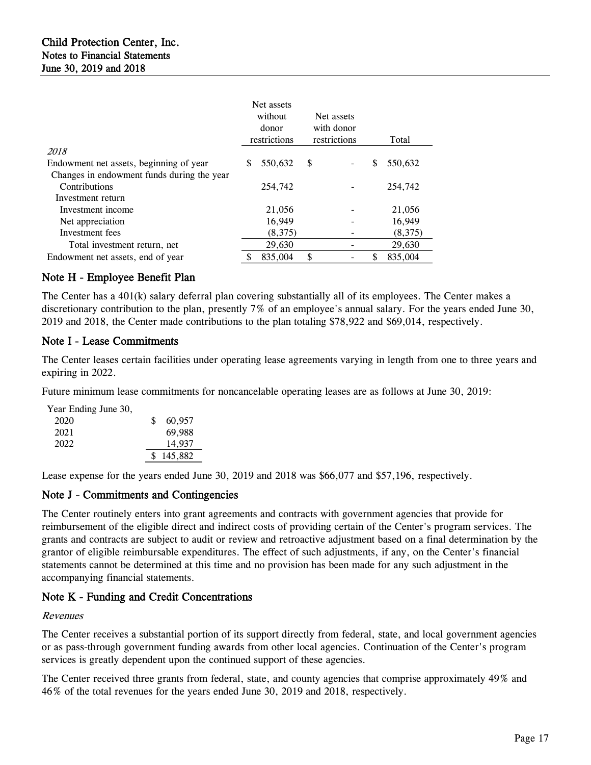| | Net assets without donor restrictions | Net assets with donor restrictions | Total |
|---|---|---|---|
| *2018* | | | |
| Endowment net assets, beginning of year | $ 550,632 | $ - | $ 550,632 |
| Changes in endowment funds during the year | | | |
| Contributions | 254,742 | - | 254,742 |
| Investment return | | | |
| Investment income | 21,056 | - | 21,056 |
| Net appreciation | 16,949 | - | 16,949 |
| Investment fees | (8,375) | - | (8,375) |
| Total investment return, net | 29,630 | - | 29,630 |
| Endowment net assets, end of year | $ 835,004 | $ - | $ 835,004 |

## Note H - Employee Benefit Plan

The Center has a 401(k) salary deferral plan covering substantially all of its employees. The Center makes a discretionary contribution to the plan, presently 7% of an employee's annual salary. For the years ended June 30, 2019 and 2018, the Center made contributions to the plan totaling $78,922 and $69,014, respectively.

## Note I - Lease Commitments

The Center leases certain facilities under operating lease agreements varying in length from one to three years and expiring in 2022.

Future minimum lease commitments for noncancelable operating leases are as follows at June 30, 2019:

| Year Ending June 30, | |
|---|---|
| 2020 | $ 60,957 |
| 2021 | 69,988 |
| 2022 | 14,937 |
| | $ 145,882 |

Lease expense for the years ended June 30, 2019 and 2018 was $66,077 and $57,196, respectively.

## Note J - Commitments and Contingencies

The Center routinely enters into grant agreements and contracts with government agencies that provide for reimbursement of the eligible direct and indirect costs of providing certain of the Center's program services. The grants and contracts are subject to audit or review and retroactive adjustment based on a final determination by the grantor of eligible reimbursable expenditures. The effect of such adjustments, if any, on the Center's financial statements cannot be determined at this time and no provision has been made for any such adjustment in the accompanying financial statements.

## Note K - Funding and Credit Concentrations

*Revenues*

The Center receives a substantial portion of its support directly from federal, state, and local government agencies or as pass-through government funding awards from other local agencies. Continuation of the Center's program services is greatly dependent upon the continued support of these agencies.

The Center received three grants from federal, state, and county agencies that comprise approximately 49% and 46% of the total revenues for the years ended June 30, 2019 and 2018, respectively.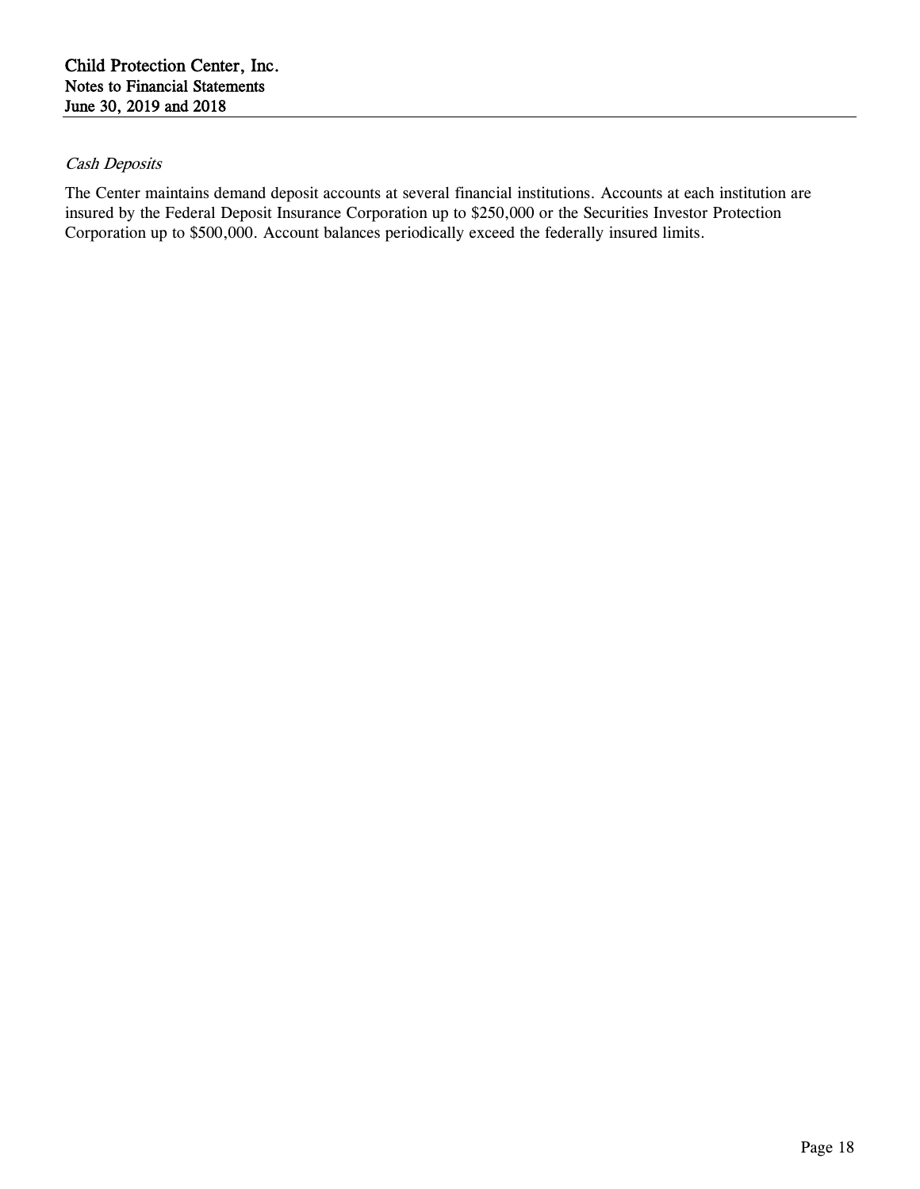*Cash Deposits*

The Center maintains demand deposit accounts at several financial institutions. Accounts at each institution are insured by the Federal Deposit Insurance Corporation up to $250,000 or the Securities Investor Protection Corporation up to $500,000. Account balances periodically exceed the federally insured limits.